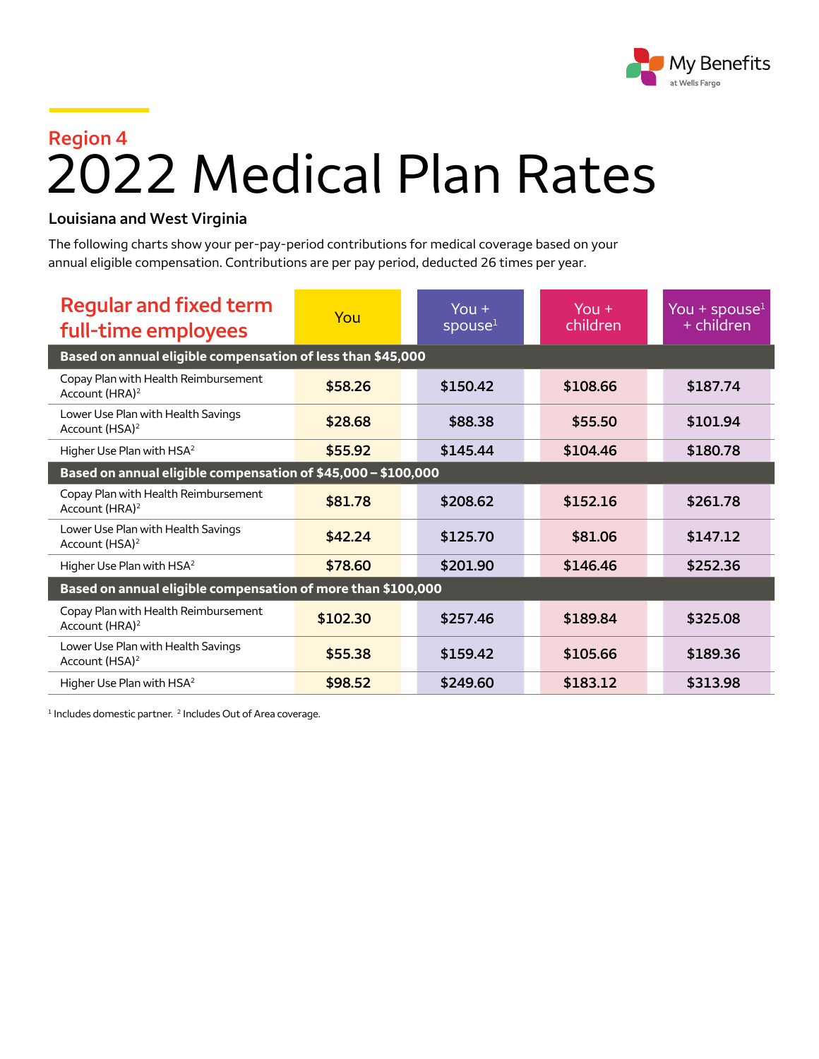## Region 4

# 2022 Medical Plan Rates

### Louisiana and West Virginia

The following charts show your per-pay-period contributions for medical coverage based on your annual eligible compensation. Contributions are per pay period, deducted 26 times per year.

| Regular and fixed term full-time employees | You | You + spouse[1] | You + children | You + spouse[1] + children |
|---|---|---|---|---|
| **Based on annual eligible compensation of less than $45,000** | | | | |
| Copay Plan with Health Reimbursement Account (HRA)[2] | **$58.26** | **$150.42** | **$108.66** | **$187.74** |
| Lower Use Plan with Health Savings Account (HSA)[2] | **$28.68** | **$88.38** | **$55.50** | **$101.94** |
| Higher Use Plan with HSA[2] | **$55.92** | **$145.44** | **$104.46** | **$180.78** |
| **Based on annual eligible compensation of $45,000 – $100,000** | | | | |
| Copay Plan with Health Reimbursement Account (HRA)[2] | **$81.78** | **$208.62** | **$152.16** | **$261.78** |
| Lower Use Plan with Health Savings Account (HSA)[2] | **$42.24** | **$125.70** | **$81.06** | **$147.12** |
| Higher Use Plan with HSA[2] | **$78.60** | **$201.90** | **$146.46** | **$252.36** |
| **Based on annual eligible compensation of more than $100,000** | | | | |
| Copay Plan with Health Reimbursement Account (HRA)[2] | **$102.30** | **$257.46** | **$189.84** | **$325.08** |
| Lower Use Plan with Health Savings Account (HSA)[2] | **$55.38** | **$159.42** | **$105.66** | **$189.36** |
| Higher Use Plan with HSA[2] | **$98.52** | **$249.60** | **$183.12** | **$313.98** |

[1] Includes domestic partner. [2] Includes Out of Area coverage.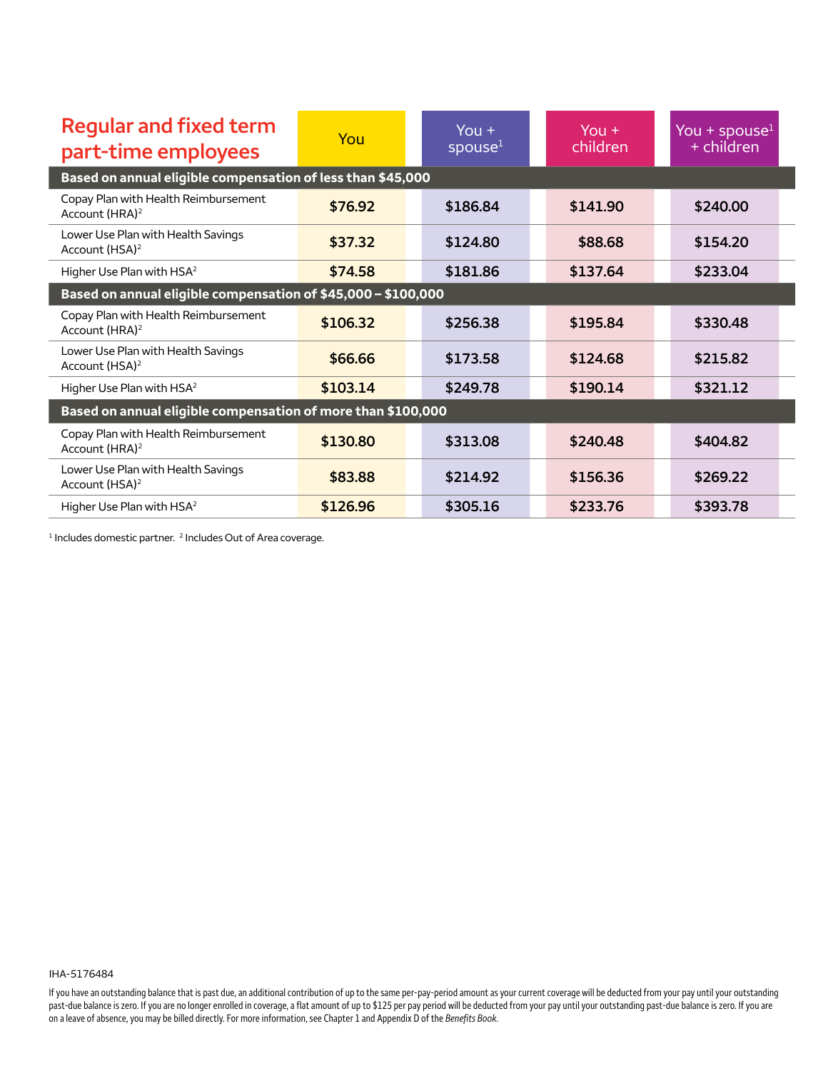| Regular and fixed term part-time employees | You | You + spouse[1] | You + children | You + spouse[1] + children |
|---|---|---|---|---|
| **Based on annual eligible compensation of less than $45,000** | | | | |
| Copay Plan with Health Reimbursement Account (HRA)[2] | $76.92 | $186.84 | $141.90 | $240.00 |
| Lower Use Plan with Health Savings Account (HSA)[2] | $37.32 | $124.80 | $88.68 | $154.20 |
| Higher Use Plan with HSA[2] | $74.58 | $181.86 | $137.64 | $233.04 |
| **Based on annual eligible compensation of $45,000 – $100,000** | | | | |
| Copay Plan with Health Reimbursement Account (HRA)[2] | $106.32 | $256.38 | $195.84 | $330.48 |
| Lower Use Plan with Health Savings Account (HSA)[2] | $66.66 | $173.58 | $124.68 | $215.82 |
| Higher Use Plan with HSA[2] | $103.14 | $249.78 | $190.14 | $321.12 |
| **Based on annual eligible compensation of more than $100,000** | | | | |
| Copay Plan with Health Reimbursement Account (HRA)[2] | $130.80 | $313.08 | $240.48 | $404.82 |
| Lower Use Plan with Health Savings Account (HSA)[2] | $83.88 | $214.92 | $156.36 | $269.22 |
| Higher Use Plan with HSA[2] | $126.96 | $305.16 | $233.76 | $393.78 |

[1] Includes domestic partner. [2] Includes Out of Area coverage.

IHA-5176484

If you have an outstanding balance that is past due, an additional contribution of up to the same per-pay-period amount as your current coverage will be deducted from your pay until your outstanding past-due balance is zero. If you are no longer enrolled in coverage, a flat amount of up to $125 per pay period will be deducted from your pay until your outstanding past-due balance is zero. If you are on a leave of absence, you may be billed directly. For more information, see Chapter 1 and Appendix D of the *Benefits Book*.